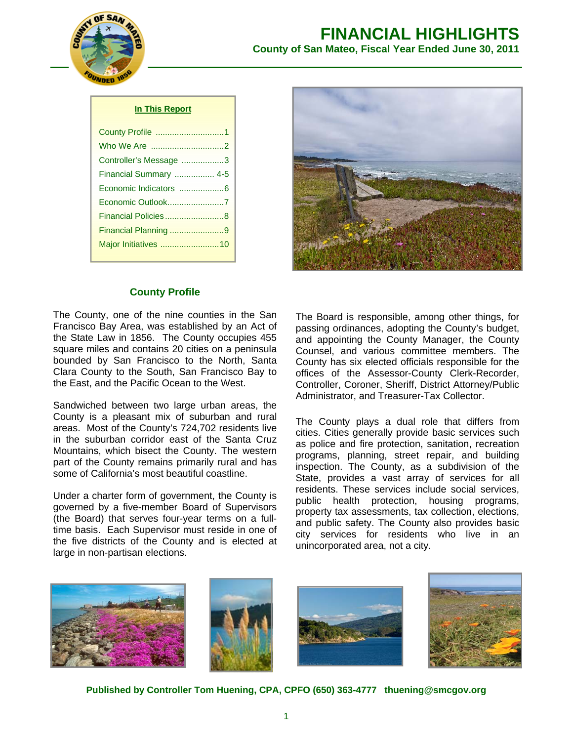# FINANCIAL HIGHLIGHTS

**County of San Mateo, Fiscal Year Ended June 30, 2011**

**In This Report**

- County Profile ............................1
- Who We Are ..............................2
- Controller's Message ..................3
- Financial Summary ................. 4-5
- Economic Indicators ...................6
- Economic Outlook........................7
- Financial Policies.........................8
- Financial Planning .......................9
- Major Initiatives .........................10

## County Profile

The County, one of the nine counties in the San Francisco Bay Area, was established by an Act of the State Law in 1856. The County occupies 455 square miles and contains 20 cities on a peninsula bounded by San Francisco to the North, Santa Clara County to the South, San Francisco Bay to the East, and the Pacific Ocean to the West.

Sandwiched between two large urban areas, the County is a pleasant mix of suburban and rural areas. Most of the County's 724,702 residents live in the suburban corridor east of the Santa Cruz Mountains, which bisect the County. The western part of the County remains primarily rural and has some of California's most beautiful coastline.

Under a charter form of government, the County is governed by a five-member Board of Supervisors (the Board) that serves four-year terms on a full-time basis. Each Supervisor must reside in one of the five districts of the County and is elected at large in non-partisan elections.

The Board is responsible, among other things, for passing ordinances, adopting the County's budget, and appointing the County Manager, the County Counsel, and various committee members. The County has six elected officials responsible for the offices of the Assessor-County Clerk-Recorder, Controller, Coroner, Sheriff, District Attorney/Public Administrator, and Treasurer-Tax Collector.

The County plays a dual role that differs from cities. Cities generally provide basic services such as police and fire protection, sanitation, recreation programs, planning, street repair, and building inspection. The County, as a subdivision of the State, provides a vast array of services for all residents. These services include social services, public health protection, housing programs, property tax assessments, tax collection, elections, and public safety. The County also provides basic city services for residents who live in an unincorporated area, not a city.

**Published by Controller Tom Huening, CPA, CPFO (650) 363-4777 thuening@smcgov.org**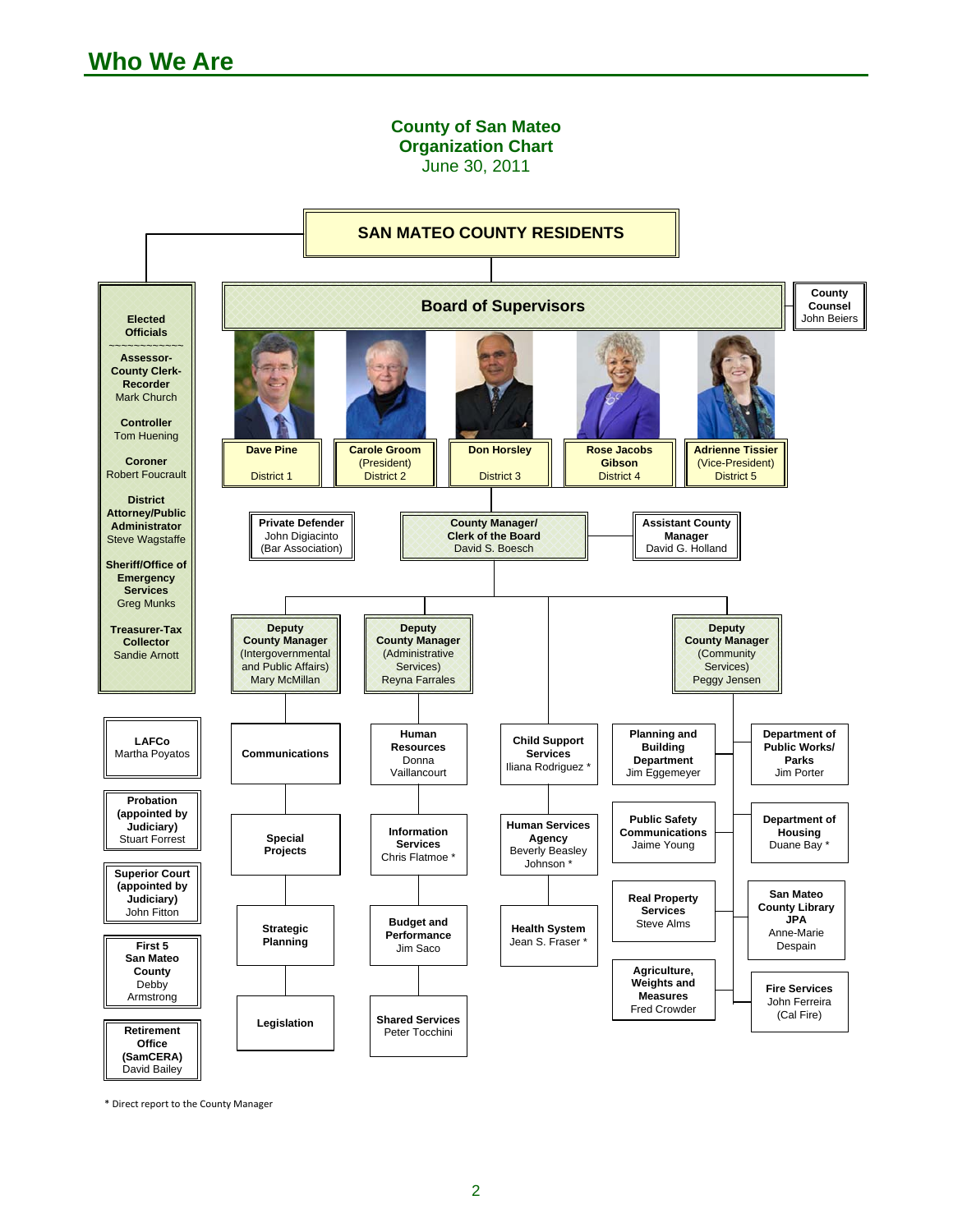# Who We Are

## County of San Mateo Organization Chart

June 30, 2011

**SAN MATEO COUNTY RESIDENTS**

**Elected Officials**

- **Assessor-County Clerk-Recorder** Mark Church
- **Controller** Tom Huening
- **Coroner** Robert Foucrault
- **District Attorney/Public Administrator** Steve Wagstaffe
- **Sheriff/Office of Emergency Services** Greg Munks
- **Treasurer-Tax Collector** Sandie Arnott

**Board of Supervisors**

- **Dave Pine** District 1
- **Carole Groom** (President) District 2
- **Don Horsley** District 3
- **Rose Jacobs Gibson** District 4
- **Adrienne Tissier** (Vice-President) District 5

**County Counsel** John Beiers

**Private Defender** John Digiacinto (Bar Association)

**County Manager/ Clerk of the Board** David S. Boesch

**Assistant County Manager** David G. Holland

**Deputy County Manager** (Intergovernmental and Public Affairs) Mary McMillan

- **Communications**
- **Special Projects**
- **Strategic Planning**
- **Legislation**

**Deputy County Manager** (Administrative Services) Reyna Farrales

- **Human Resources** Donna Vaillancourt
- **Information Services** Chris Flatmoe *
- **Budget and Performance** Jim Saco
- **Shared Services** Peter Tocchini

**Child Support Services** Iliana Rodriguez *

**Human Services Agency** Beverly Beasley Johnson *

**Health System** Jean S. Fraser *

**Deputy County Manager** (Community Services) Peggy Jensen

- **Planning and Building Department** Jim Eggemeyer
- **Public Safety Communications** Jaime Young
- **Real Property Services** Steve Alms
- **Agriculture, Weights and Measures** Fred Crowder
- **Department of Public Works/ Parks** Jim Porter
- **Department of Housing** Duane Bay *
- **San Mateo County Library JPA** Anne-Marie Despain
- **Fire Services** John Ferreira (Cal Fire)

**LAFCo** Martha Poyatos

**Probation (appointed by Judiciary)** Stuart Forrest

**Superior Court (appointed by Judiciary)** John Fitton

**First 5 San Mateo County** Debby Armstrong

**Retirement Office (SamCERA)** David Bailey

\* Direct report to the County Manager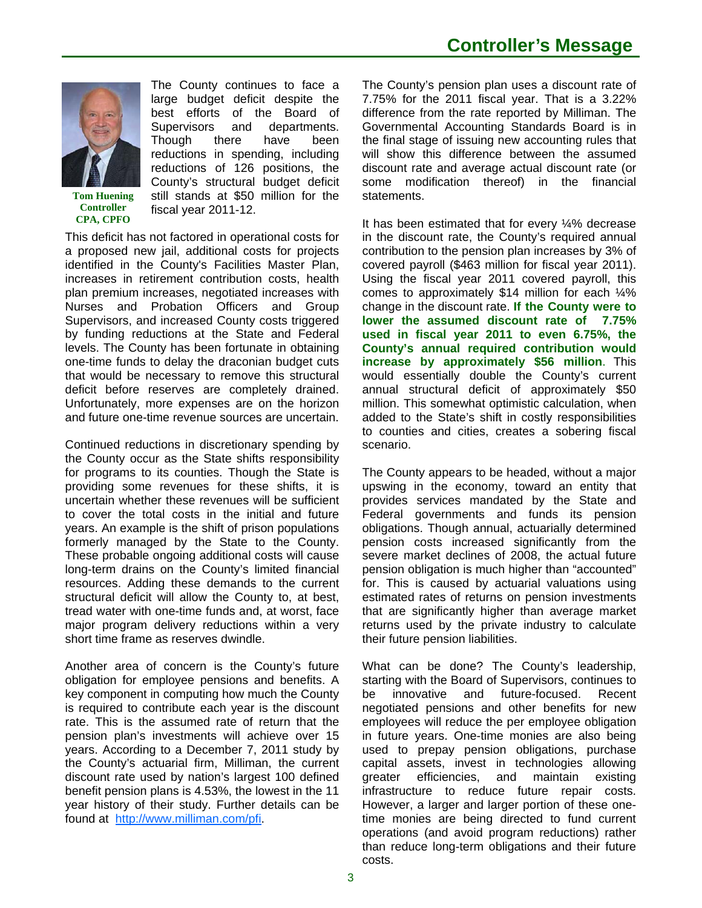# Controller's Message

Tom Huening
Controller
CPA, CPFO

The County continues to face a large budget deficit despite the best efforts of the Board of Supervisors and departments. Though there have been reductions in spending, including reductions of 126 positions, the County's structural budget deficit still stands at $50 million for the fiscal year 2011-12.

This deficit has not factored in operational costs for a proposed new jail, additional costs for projects identified in the County's Facilities Master Plan, increases in retirement contribution costs, health plan premium increases, negotiated increases with Nurses and Probation Officers and Group Supervisors, and increased County costs triggered by funding reductions at the State and Federal levels. The County has been fortunate in obtaining one-time funds to delay the draconian budget cuts that would be necessary to remove this structural deficit before reserves are completely drained. Unfortunately, more expenses are on the horizon and future one-time revenue sources are uncertain.

Continued reductions in discretionary spending by the County occur as the State shifts responsibility for programs to its counties. Though the State is providing some revenues for these shifts, it is uncertain whether these revenues will be sufficient to cover the total costs in the initial and future years. An example is the shift of prison populations formerly managed by the State to the County. These probable ongoing additional costs will cause long-term drains on the County's limited financial resources. Adding these demands to the current structural deficit will allow the County to, at best, tread water with one-time funds and, at worst, face major program delivery reductions within a very short time frame as reserves dwindle.

Another area of concern is the County's future obligation for employee pensions and benefits. A key component in computing how much the County is required to contribute each year is the discount rate. This is the assumed rate of return that the pension plan's investments will achieve over 15 years. According to a December 7, 2011 study by the County's actuarial firm, Milliman, the current discount rate used by nation's largest 100 defined benefit pension plans is 4.53%, the lowest in the 11 year history of their study. Further details can be found at [http://www.milliman.com/pfi](http://www.milliman.com/pfi).

The County's pension plan uses a discount rate of 7.75% for the 2011 fiscal year. That is a 3.22% difference from the rate reported by Milliman. The Governmental Accounting Standards Board is in the final stage of issuing new accounting rules that will show this difference between the assumed discount rate and average actual discount rate (or some modification thereof) in the financial statements.

It has been estimated that for every ¼% decrease in the discount rate, the County's required annual contribution to the pension plan increases by 3% of covered payroll ($463 million for fiscal year 2011). Using the fiscal year 2011 covered payroll, this comes to approximately $14 million for each ¼% change in the discount rate. **If the County were to lower the assumed discount rate of 7.75% used in fiscal year 2011 to even 6.75%, the County's annual required contribution would increase by approximately $56 million**. This would essentially double the County's current annual structural deficit of approximately $50 million. This somewhat optimistic calculation, when added to the State's shift in costly responsibilities to counties and cities, creates a sobering fiscal scenario.

The County appears to be headed, without a major upswing in the economy, toward an entity that provides services mandated by the State and Federal governments and funds its pension obligations. Though annual, actuarially determined pension costs increased significantly from the severe market declines of 2008, the actual future pension obligation is much higher than "accounted" for. This is caused by actuarial valuations using estimated rates of returns on pension investments that are significantly higher than average market returns used by the private industry to calculate their future pension liabilities.

What can be done? The County's leadership, starting with the Board of Supervisors, continues to be innovative and future-focused. Recent negotiated pensions and other benefits for new employees will reduce the per employee obligation in future years. One-time monies are also being used to prepay pension obligations, purchase capital assets, invest in technologies allowing greater efficiencies, and maintain existing infrastructure to reduce future repair costs. However, a larger and larger portion of these one-time monies are being directed to fund current operations (and avoid program reductions) rather than reduce long-term obligations and their future costs.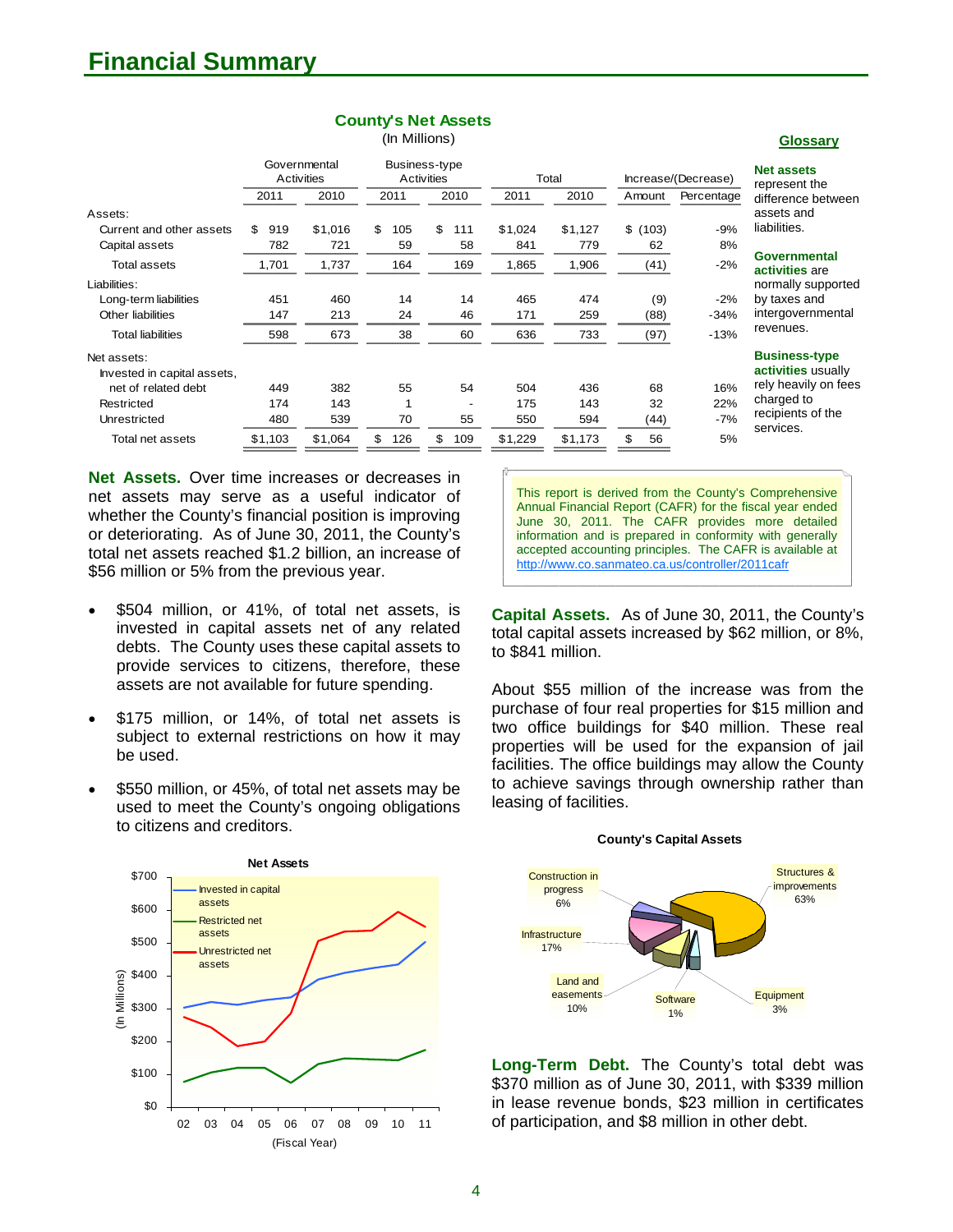# Financial Summary

**County's Net Assets**
(In Millions)

| | Governmental Activities | | Business-type Activities | | Total | | Increase/(Decrease) | |
|---|---|---|---|---|---|---|---|---|
| | 2011 | 2010 | 2011 | 2010 | 2011 | 2010 | Amount | Percentage |
| Assets: | | | | | | | | |
| Current and other assets | $ 919 | $1,016 | $ 105 | $ 111 | $1,024 | $1,127 | $ (103) | -9% |
| Capital assets | 782 | 721 | 59 | 58 | 841 | 779 | 62 | 8% |
| Total assets | 1,701 | 1,737 | 164 | 169 | 1,865 | 1,906 | (41) | -2% |
| Liabilities: | | | | | | | | |
| Long-term liabilities | 451 | 460 | 14 | 14 | 465 | 474 | (9) | -2% |
| Other liabilities | 147 | 213 | 24 | 46 | 171 | 259 | (88) | -34% |
| Total liabilities | 598 | 673 | 38 | 60 | 636 | 733 | (97) | -13% |
| Net assets: | | | | | | | | |
| Invested in capital assets, net of related debt | 449 | 382 | 55 | 54 | 504 | 436 | 68 | 16% |
| Restricted | 174 | 143 | 1 | - | 175 | 143 | 32 | 22% |
| Unrestricted | 480 | 539 | 70 | 55 | 550 | 594 | (44) | -7% |
| Total net assets | $1,103 | $1,064 | $ 126 | $ 109 | $1,229 | $1,173 | $ 56 | 5% |

**Glossary**

**Net assets** represent the difference between assets and liabilities.

**Governmental activities** are normally supported by taxes and intergovernmental revenues.

**Business-type activities** usually rely heavily on fees charged to recipients of the services.

**Net Assets.** Over time increases or decreases in net assets may serve as a useful indicator of whether the County's financial position is improving or deteriorating. As of June 30, 2011, the County's total net assets reached $1.2 billion, an increase of $56 million or 5% from the previous year.

- $504 million, or 41%, of total net assets, is invested in capital assets net of any related debts. The County uses these capital assets to provide services to citizens, therefore, these assets are not available for future spending.
- $175 million, or 14%, of total net assets is subject to external restrictions on how it may be used.
- $550 million, or 45%, of total net assets may be used to meet the County's ongoing obligations to citizens and creditors.

**Net Assets**

(In Millions) — (Fiscal Year) 02–11: Invested in capital assets; Restricted net assets; Unrestricted net assets

This report is derived from the County's Comprehensive Annual Financial Report (CAFR) for the fiscal year ended June 30, 2011. The CAFR provides more detailed information and is prepared in conformity with generally accepted accounting principles. The CAFR is available at http://www.co.sanmateo.ca.us/controller/2011cafr

**Capital Assets.** As of June 30, 2011, the County's total capital assets increased by $62 million, or 8%, to $841 million.

About $55 million of the increase was from the purchase of four real properties for $15 million and two office buildings for $40 million. These real properties will be used for the expansion of jail facilities. The office buildings may allow the County to achieve savings through ownership rather than leasing of facilities.

**County's Capital Assets**

Structures & improvements 63%; Infrastructure 17%; Land and easements 10%; Construction in progress 6%; Equipment 3%; Software 1%

**Long-Term Debt.** The County's total debt was $370 million as of June 30, 2011, with $339 million in lease revenue bonds, $23 million in certificates of participation, and $8 million in other debt.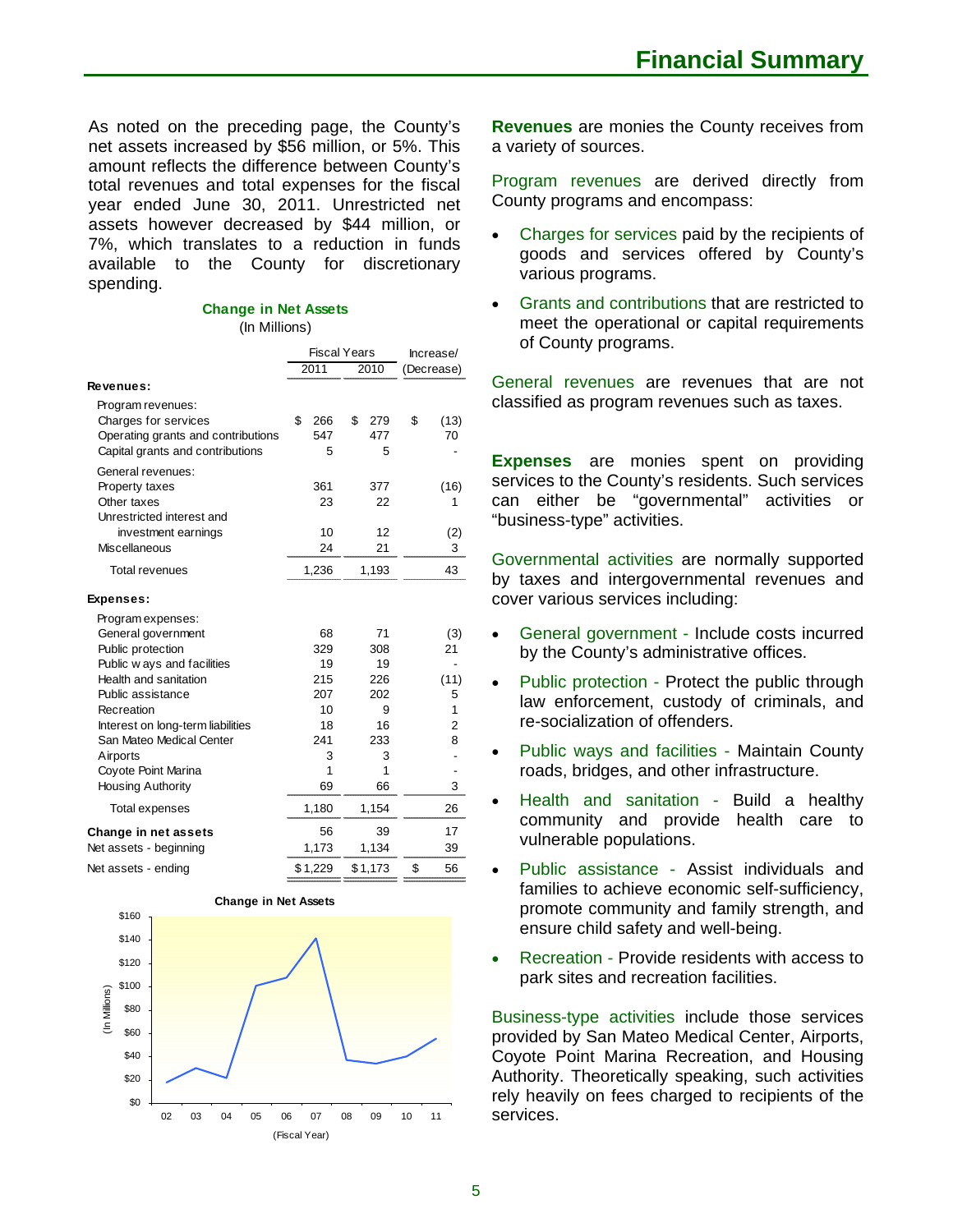# Financial Summary

As noted on the preceding page, the County's net assets increased by $56 million, or 5%. This amount reflects the difference between County's total revenues and total expenses for the fiscal year ended June 30, 2011. Unrestricted net assets however decreased by $44 million, or 7%, which translates to a reduction in funds available to the County for discretionary spending.

**Change in Net Assets**
(In Millions)

| | Fiscal Years | | Increase/ |
|---|---|---|---|
| | 2011 | 2010 | (Decrease) |
| **Revenues:** | | | |
| Program revenues: | | | |
| Charges for services | $ 266 | $ 279 | $ (13) |
| Operating grants and contributions | 547 | 477 | 70 |
| Capital grants and contributions | 5 | 5 | - |
| General revenues: | | | |
| Property taxes | 361 | 377 | (16) |
| Other taxes | 23 | 22 | 1 |
| Unrestricted interest and investment earnings | 10 | 12 | (2) |
| Miscellaneous | 24 | 21 | 3 |
| Total revenues | 1,236 | 1,193 | 43 |
| **Expenses:** | | | |
| Program expenses: | | | |
| General government | 68 | 71 | (3) |
| Public protection | 329 | 308 | 21 |
| Public ways and facilities | 19 | 19 | - |
| Health and sanitation | 215 | 226 | (11) |
| Public assistance | 207 | 202 | 5 |
| Recreation | 10 | 9 | 1 |
| Interest on long-term liabilities | 18 | 16 | 2 |
| San Mateo Medical Center | 241 | 233 | 8 |
| Airports | 3 | 3 | - |
| Coyote Point Marina | 1 | 1 | - |
| Housing Authority | 69 | 66 | 3 |
| Total expenses | 1,180 | 1,154 | 26 |
| **Change in net assets** | 56 | 39 | 17 |
| Net assets - beginning | 1,173 | 1,134 | 39 |
| Net assets - ending | $1,229 | $1,173 | $ 56 |

**Change in Net Assets**

| Fiscal Year | 02 | 03 | 04 | 05 | 06 | 07 | 08 | 09 | 10 | 11 |
|---|---|---|---|---|---|---|---|---|---|---|
| (In Millions) | ~18 | ~30 | ~22 | ~100 | ~107 | ~141 | ~37 | ~34 | ~39 | 56 |

**Revenues** are monies the County receives from a variety of sources.

Program revenues are derived directly from County programs and encompass:

- Charges for services paid by the recipients of goods and services offered by County's various programs.
- Grants and contributions that are restricted to meet the operational or capital requirements of County programs.

General revenues are revenues that are not classified as program revenues such as taxes.

**Expenses** are monies spent on providing services to the County's residents. Such services can either be "governmental" activities or "business-type" activities.

Governmental activities are normally supported by taxes and intergovernmental revenues and cover various services including:

- General government - Include costs incurred by the County's administrative offices.
- Public protection - Protect the public through law enforcement, custody of criminals, and re-socialization of offenders.
- Public ways and facilities - Maintain County roads, bridges, and other infrastructure.
- Health and sanitation - Build a healthy community and provide health care to vulnerable populations.
- Public assistance - Assist individuals and families to achieve economic self-sufficiency, promote community and family strength, and ensure child safety and well-being.
- Recreation - Provide residents with access to park sites and recreation facilities.

Business-type activities include those services provided by San Mateo Medical Center, Airports, Coyote Point Marina Recreation, and Housing Authority. Theoretically speaking, such activities rely heavily on fees charged to recipients of the services.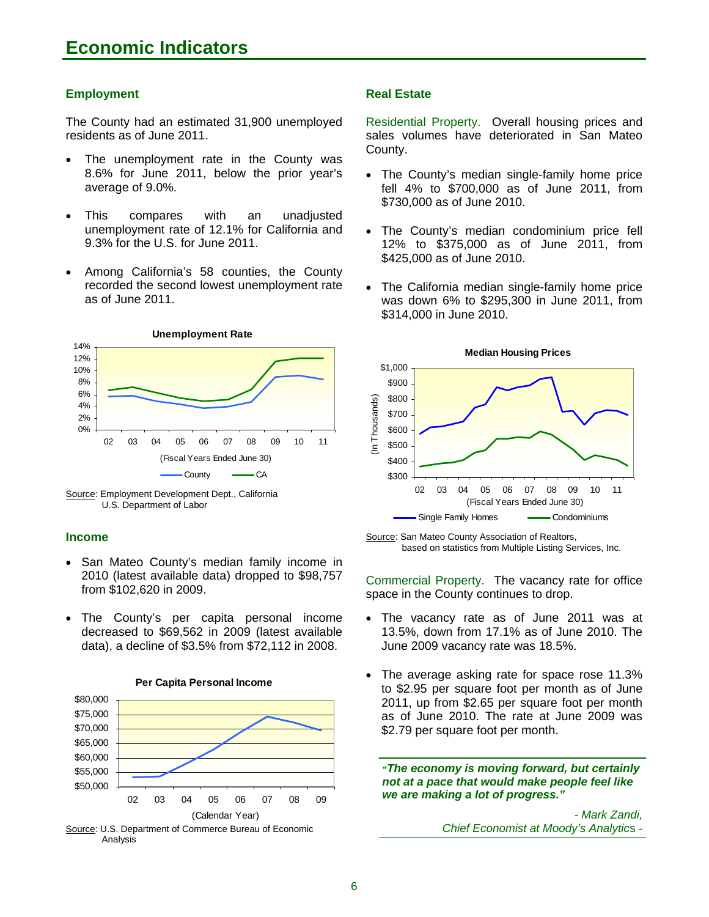# Economic Indicators

## Employment

The County had an estimated 31,900 unemployed residents as of June 2011.

- The unemployment rate in the County was 8.6% for June 2011, below the prior year's average of 9.0%.
- This compares with an unadjusted unemployment rate of 12.1% for California and 9.3% for the U.S. for June 2011.
- Among California's 58 counties, the County recorded the second lowest unemployment rate as of June 2011.

**Unemployment Rate**

Source: Employment Development Dept., California U.S. Department of Labor

## Income

- San Mateo County's median family income in 2010 (latest available data) dropped to $98,757 from $102,620 in 2009.
- The County's per capita personal income decreased to $69,562 in 2009 (latest available data), a decline of $3.5% from $72,112 in 2008.

**Per Capita Personal Income**

Source: U.S. Department of Commerce Bureau of Economic Analysis

## Real Estate

Residential Property. Overall housing prices and sales volumes have deteriorated in San Mateo County.

- The County's median single-family home price fell 4% to $700,000 as of June 2011, from $730,000 as of June 2010.
- The County's median condominium price fell 12% to $375,000 as of June 2011, from $425,000 as of June 2010.
- The California median single-family home price was down 6% to $295,300 in June 2011, from $314,000 in June 2010.

**Median Housing Prices**

Source: San Mateo County Association of Realtors, based on statistics from Multiple Listing Services, Inc.

Commercial Property. The vacancy rate for office space in the County continues to drop.

- The vacancy rate as of June 2011 was at 13.5%, down from 17.1% as of June 2010. The June 2009 vacancy rate was 18.5%.
- The average asking rate for space rose 11.3% to $2.95 per square foot per month as of June 2011, up from $2.65 per square foot per month as of June 2010. The rate at June 2009 was $2.79 per square foot per month.

***"The economy is moving forward, but certainly not at a pace that would make people feel like we are making a lot of progress."***

*- Mark Zandi, Chief Economist at Moody's Analytics -*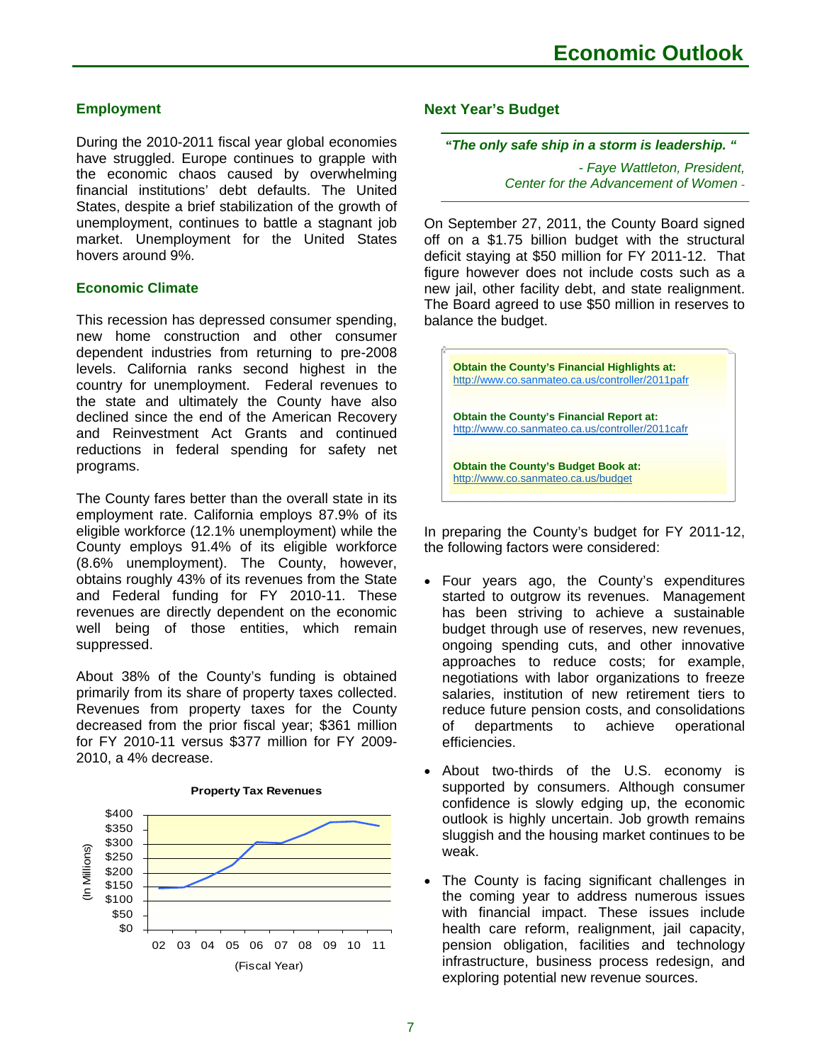# Economic Outlook

## Employment

During the 2010-2011 fiscal year global economies have struggled. Europe continues to grapple with the economic chaos caused by overwhelming financial institutions' debt defaults. The United States, despite a brief stabilization of the growth of unemployment, continues to battle a stagnant job market. Unemployment for the United States hovers around 9%.

## Economic Climate

This recession has depressed consumer spending, new home construction and other consumer dependent industries from returning to pre-2008 levels. California ranks second highest in the country for unemployment. Federal revenues to the state and ultimately the County have also declined since the end of the American Recovery and Reinvestment Act Grants and continued reductions in federal spending for safety net programs.

The County fares better than the overall state in its employment rate. California employs 87.9% of its eligible workforce (12.1% unemployment) while the County employs 91.4% of its eligible workforce (8.6% unemployment). The County, however, obtains roughly 43% of its revenues from the State and Federal funding for FY 2010-11. These revenues are directly dependent on the economic well being of those entities, which remain suppressed.

About 38% of the County's funding is obtained primarily from its share of property taxes collected. Revenues from property taxes for the County decreased from the prior fiscal year; $361 million for FY 2010-11 versus $377 million for FY 2009-2010, a 4% decrease.

**Property Tax Revenues**

(In Millions) — $0 to $400; (Fiscal Year) 02 03 04 05 06 07 08 09 10 11

## Next Year's Budget

***"The only safe ship in a storm is leadership. "***

*- Faye Wattleton, President, Center for the Advancement of Women -*

On September 27, 2011, the County Board signed off on a $1.75 billion budget with the structural deficit staying at $50 million for FY 2011-12. That figure however does not include costs such as a new jail, other facility debt, and state realignment. The Board agreed to use $50 million in reserves to balance the budget.

**Obtain the County's Financial Highlights at:**
http://www.co.sanmateo.ca.us/controller/2011pafr

**Obtain the County's Financial Report at:**
http://www.co.sanmateo.ca.us/controller/2011cafr

**Obtain the County's Budget Book at:**
http://www.co.sanmateo.ca.us/budget

In preparing the County's budget for FY 2011-12, the following factors were considered:

- Four years ago, the County's expenditures started to outgrow its revenues. Management has been striving to achieve a sustainable budget through use of reserves, new revenues, ongoing spending cuts, and other innovative approaches to reduce costs; for example, negotiations with labor organizations to freeze salaries, institution of new retirement tiers to reduce future pension costs, and consolidations of departments to achieve operational efficiencies.
- About two-thirds of the U.S. economy is supported by consumers. Although consumer confidence is slowly edging up, the economic outlook is highly uncertain. Job growth remains sluggish and the housing market continues to be weak.
- The County is facing significant challenges in the coming year to address numerous issues with financial impact. These issues include health care reform, realignment, jail capacity, pension obligation, facilities and technology infrastructure, business process redesign, and exploring potential new revenue sources.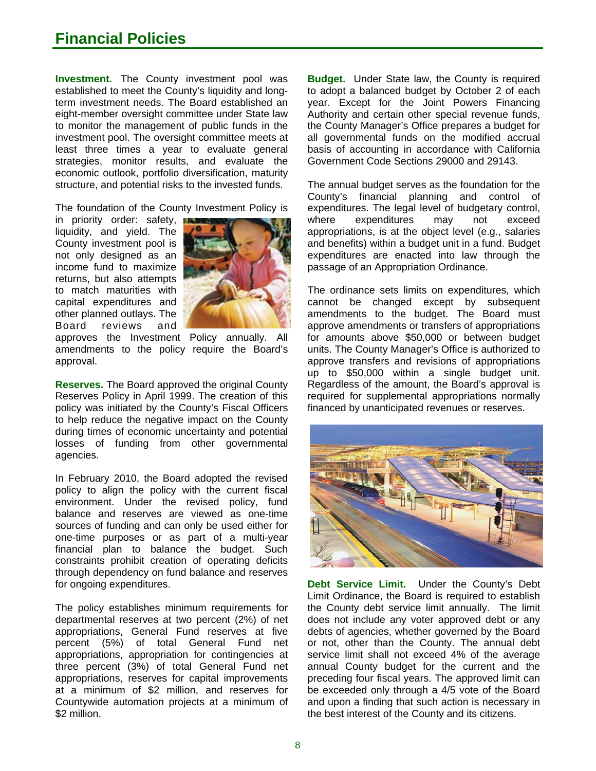# Financial Policies

**Investment.** The County investment pool was established to meet the County's liquidity and long-term investment needs. The Board established an eight-member oversight committee under State law to monitor the management of public funds in the investment pool. The oversight committee meets at least three times a year to evaluate general strategies, monitor results, and evaluate the economic outlook, portfolio diversification, maturity structure, and potential risks to the invested funds.

The foundation of the County Investment Policy is in priority order: safety, liquidity, and yield. The County investment pool is not only designed as an income fund to maximize returns, but also attempts to match maturities with capital expenditures and other planned outlays. The Board reviews and approves the Investment Policy annually. All amendments to the policy require the Board's approval.

**Reserves.** The Board approved the original County Reserves Policy in April 1999. The creation of this policy was initiated by the County's Fiscal Officers to help reduce the negative impact on the County during times of economic uncertainty and potential losses of funding from other governmental agencies.

In February 2010, the Board adopted the revised policy to align the policy with the current fiscal environment. Under the revised policy, fund balance and reserves are viewed as one-time sources of funding and can only be used either for one-time purposes or as part of a multi-year financial plan to balance the budget. Such constraints prohibit creation of operating deficits through dependency on fund balance and reserves for ongoing expenditures.

The policy establishes minimum requirements for departmental reserves at two percent (2%) of net appropriations, General Fund reserves at five percent (5%) of total General Fund net appropriations, appropriation for contingencies at three percent (3%) of total General Fund net appropriations, reserves for capital improvements at a minimum of $2 million, and reserves for Countywide automation projects at a minimum of $2 million.

**Budget.** Under State law, the County is required to adopt a balanced budget by October 2 of each year. Except for the Joint Powers Financing Authority and certain other special revenue funds, the County Manager's Office prepares a budget for all governmental funds on the modified accrual basis of accounting in accordance with California Government Code Sections 29000 and 29143.

The annual budget serves as the foundation for the County's financial planning and control of expenditures. The legal level of budgetary control, where expenditures may not exceed appropriations, is at the object level (e.g., salaries and benefits) within a budget unit in a fund. Budget expenditures are enacted into law through the passage of an Appropriation Ordinance.

The ordinance sets limits on expenditures, which cannot be changed except by subsequent amendments to the budget. The Board must approve amendments or transfers of appropriations for amounts above $50,000 or between budget units. The County Manager's Office is authorized to approve transfers and revisions of appropriations up to $50,000 within a single budget unit. Regardless of the amount, the Board's approval is required for supplemental appropriations normally financed by unanticipated revenues or reserves.

**Debt Service Limit.** Under the County's Debt Limit Ordinance, the Board is required to establish the County debt service limit annually. The limit does not include any voter approved debt or any debts of agencies, whether governed by the Board or not, other than the County. The annual debt service limit shall not exceed 4% of the average annual County budget for the current and the preceding four fiscal years. The approved limit can be exceeded only through a 4/5 vote of the Board and upon a finding that such action is necessary in the best interest of the County and its citizens.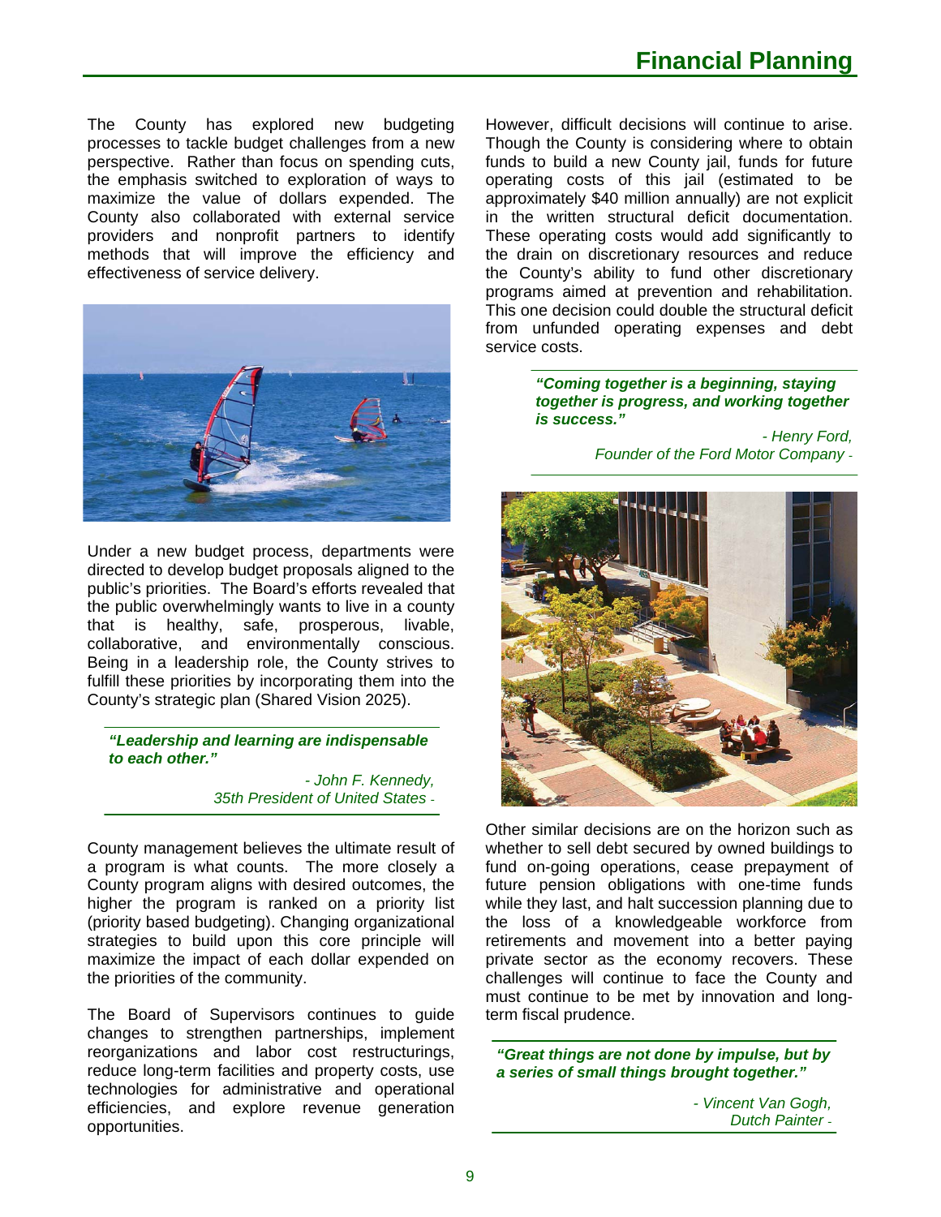# Financial Planning

The County has explored new budgeting processes to tackle budget challenges from a new perspective. Rather than focus on spending cuts, the emphasis switched to exploration of ways to maximize the value of dollars expended. The County also collaborated with external service providers and nonprofit partners to identify methods that will improve the efficiency and effectiveness of service delivery.

Under a new budget process, departments were directed to develop budget proposals aligned to the public's priorities. The Board's efforts revealed that the public overwhelmingly wants to live in a county that is healthy, safe, prosperous, livable, collaborative, and environmentally conscious. Being in a leadership role, the County strives to fulfill these priorities by incorporating them into the County's strategic plan (Shared Vision 2025).

> ***"Leadership and learning are indispensable to each other."***
>
> *- John F. Kennedy, 35th President of United States -*

County management believes the ultimate result of a program is what counts. The more closely a County program aligns with desired outcomes, the higher the program is ranked on a priority list (priority based budgeting). Changing organizational strategies to build upon this core principle will maximize the impact of each dollar expended on the priorities of the community.

The Board of Supervisors continues to guide changes to strengthen partnerships, implement reorganizations and labor cost restructurings, reduce long-term facilities and property costs, use technologies for administrative and operational efficiencies, and explore revenue generation opportunities.

However, difficult decisions will continue to arise. Though the County is considering where to obtain funds to build a new County jail, funds for future operating costs of this jail (estimated to be approximately $40 million annually) are not explicit in the written structural deficit documentation. These operating costs would add significantly to the drain on discretionary resources and reduce the County's ability to fund other discretionary programs aimed at prevention and rehabilitation. This one decision could double the structural deficit from unfunded operating expenses and debt service costs.

> ***"Coming together is a beginning, staying together is progress, and working together is success."***
>
> *- Henry Ford, Founder of the Ford Motor Company -*

Other similar decisions are on the horizon such as whether to sell debt secured by owned buildings to fund on-going operations, cease prepayment of future pension obligations with one-time funds while they last, and halt succession planning due to the loss of a knowledgeable workforce from retirements and movement into a better paying private sector as the economy recovers. These challenges will continue to face the County and must continue to be met by innovation and long-term fiscal prudence.

> ***"Great things are not done by impulse, but by a series of small things brought together."***
>
> *- Vincent Van Gogh, Dutch Painter -*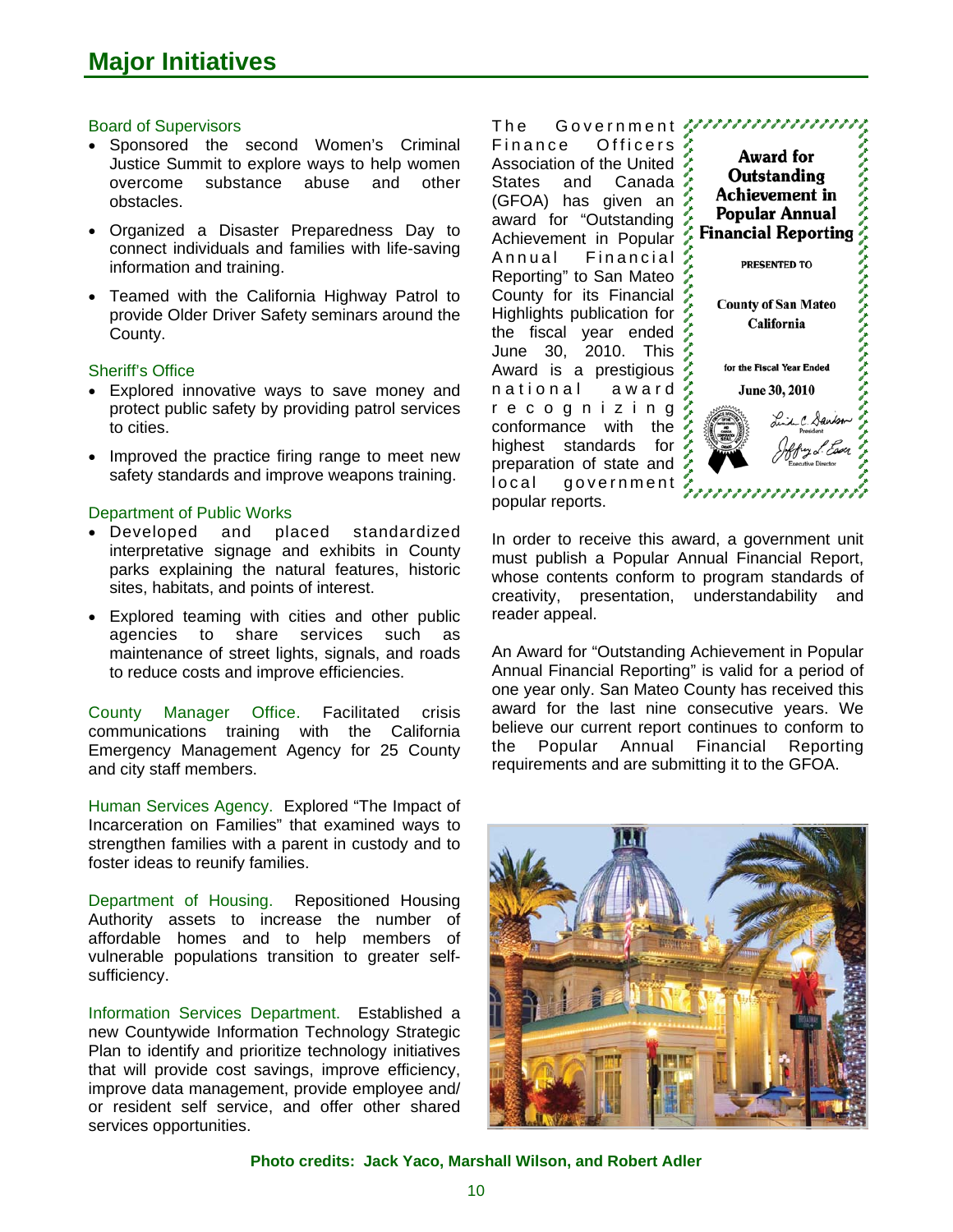# Major Initiatives

Board of Supervisors

- Sponsored the second Women's Criminal Justice Summit to explore ways to help women overcome substance abuse and other obstacles.
- Organized a Disaster Preparedness Day to connect individuals and families with life-saving information and training.
- Teamed with the California Highway Patrol to provide Older Driver Safety seminars around the County.

Sheriff's Office

- Explored innovative ways to save money and protect public safety by providing patrol services to cities.
- Improved the practice firing range to meet new safety standards and improve weapons training.

Department of Public Works

- Developed and placed standardized interpretative signage and exhibits in County parks explaining the natural features, historic sites, habitats, and points of interest.
- Explored teaming with cities and other public agencies to share services such as maintenance of street lights, signals, and roads to reduce costs and improve efficiencies.

County Manager Office. Facilitated crisis communications training with the California Emergency Management Agency for 25 County and city staff members.

Human Services Agency. Explored "The Impact of Incarceration on Families" that examined ways to strengthen families with a parent in custody and to foster ideas to reunify families.

Department of Housing. Repositioned Housing Authority assets to increase the number of affordable homes and to help members of vulnerable populations transition to greater self-sufficiency.

Information Services Department. Established a new Countywide Information Technology Strategic Plan to identify and prioritize technology initiatives that will provide cost savings, improve efficiency, improve data management, provide employee and/or resident self service, and offer other shared services opportunities.

The Government Finance Officers Association of the United States and Canada (GFOA) has given an award for "Outstanding Achievement in Popular Annual Financial Reporting" to San Mateo County for its Financial Highlights publication for the fiscal year ended June 30, 2010. This Award is a prestigious national award recognizing conformance with the highest standards for preparation of state and local government popular reports.

**Award for Outstanding Achievement in Popular Annual Financial Reporting**

PRESENTED TO

County of San Mateo
California

for the Fiscal Year Ended
June 30, 2010

President

Executive Director

In order to receive this award, a government unit must publish a Popular Annual Financial Report, whose contents conform to program standards of creativity, presentation, understandability and reader appeal.

An Award for "Outstanding Achievement in Popular Annual Financial Reporting" is valid for a period of one year only. San Mateo County has received this award for the last nine consecutive years. We believe our current report continues to conform to the Popular Annual Financial Reporting requirements and are submitting it to the GFOA.

**Photo credits: Jack Yaco, Marshall Wilson, and Robert Adler**